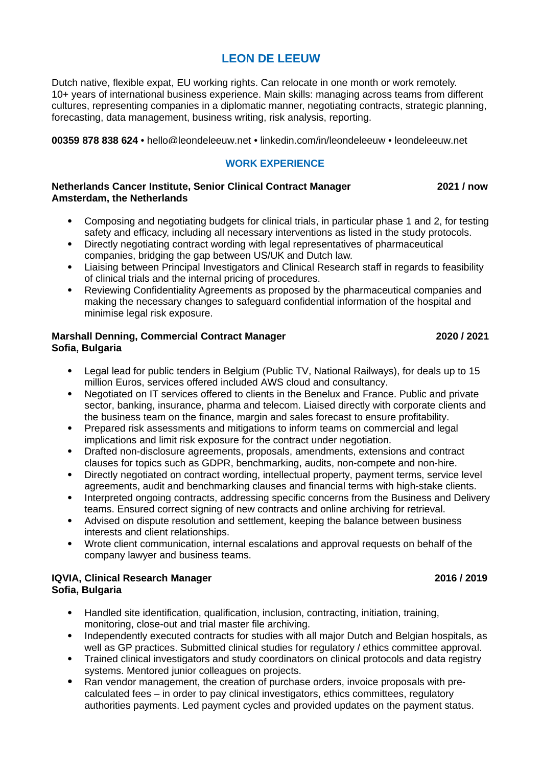# LEON DE LEEUW

Dutch native, flexible expat, EU working rights. Can relocate in one month or work remotely.
10+ years of international business experience. Main skills: managing across teams from different cultures, representing companies in a diplomatic manner, negotiating contracts, strategic planning, forecasting, data management, business writing, risk analysis, reporting.

**00359 878 838 624** • hello@leondeleeuw.net • linkedin.com/in/leondeleeuw • leondeleeuw.net

## WORK EXPERIENCE

**Netherlands Cancer Institute, Senior Clinical Contract Manager** — **2021 / now**
**Amsterdam, the Netherlands**

- Composing and negotiating budgets for clinical trials, in particular phase 1 and 2, for testing safety and efficacy, including all necessary interventions as listed in the study protocols.
- Directly negotiating contract wording with legal representatives of pharmaceutical companies, bridging the gap between US/UK and Dutch law.
- Liaising between Principal Investigators and Clinical Research staff in regards to feasibility of clinical trials and the internal pricing of procedures.
- Reviewing Confidentiality Agreements as proposed by the pharmaceutical companies and making the necessary changes to safeguard confidential information of the hospital and minimise legal risk exposure.

**Marshall Denning, Commercial Contract Manager** — **2020 / 2021**
**Sofia, Bulgaria**

- Legal lead for public tenders in Belgium (Public TV, National Railways), for deals up to 15 million Euros, services offered included AWS cloud and consultancy.
- Negotiated on IT services offered to clients in the Benelux and France. Public and private sector, banking, insurance, pharma and telecom. Liaised directly with corporate clients and the business team on the finance, margin and sales forecast to ensure profitability.
- Prepared risk assessments and mitigations to inform teams on commercial and legal implications and limit risk exposure for the contract under negotiation.
- Drafted non-disclosure agreements, proposals, amendments, extensions and contract clauses for topics such as GDPR, benchmarking, audits, non-compete and non-hire.
- Directly negotiated on contract wording, intellectual property, payment terms, service level agreements, audit and benchmarking clauses and financial terms with high-stake clients.
- Interpreted ongoing contracts, addressing specific concerns from the Business and Delivery teams. Ensured correct signing of new contracts and online archiving for retrieval.
- Advised on dispute resolution and settlement, keeping the balance between business interests and client relationships.
- Wrote client communication, internal escalations and approval requests on behalf of the company lawyer and business teams.

**IQVIA, Clinical Research Manager** — **2016 / 2019**
**Sofia, Bulgaria**

- Handled site identification, qualification, inclusion, contracting, initiation, training, monitoring, close-out and trial master file archiving.
- Independently executed contracts for studies with all major Dutch and Belgian hospitals, as well as GP practices. Submitted clinical studies for regulatory / ethics committee approval.
- Trained clinical investigators and study coordinators on clinical protocols and data registry systems. Mentored junior colleagues on projects.
- Ran vendor management, the creation of purchase orders, invoice proposals with pre-calculated fees – in order to pay clinical investigators, ethics committees, regulatory authorities payments. Led payment cycles and provided updates on the payment status.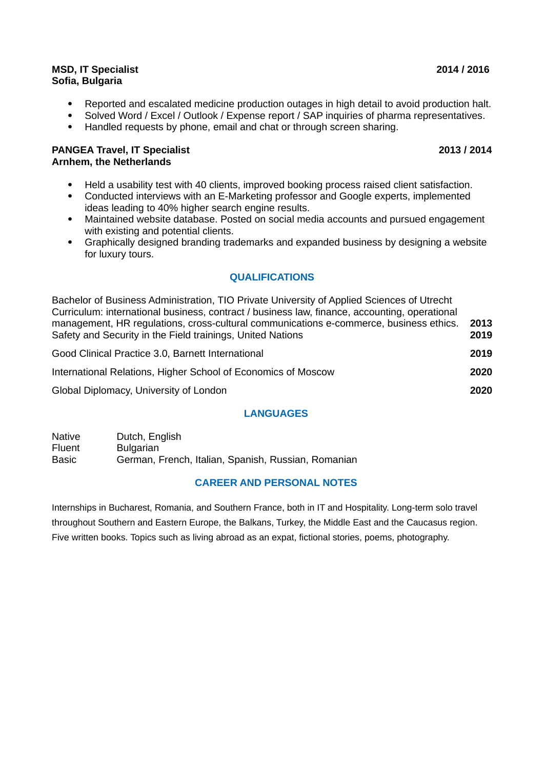**MSD, IT Specialist** **2014 / 2016**
**Sofia, Bulgaria**

- Reported and escalated medicine production outages in high detail to avoid production halt.
- Solved Word / Excel / Outlook / Expense report / SAP inquiries of pharma representatives.
- Handled requests by phone, email and chat or through screen sharing.

**PANGEA Travel, IT Specialist** **2013 / 2014**
**Arnhem, the Netherlands**

- Held a usability test with 40 clients, improved booking process raised client satisfaction.
- Conducted interviews with an E-Marketing professor and Google experts, implemented ideas leading to 40% higher search engine results.
- Maintained website database. Posted on social media accounts and pursued engagement with existing and potential clients.
- Graphically designed branding trademarks and expanded business by designing a website for luxury tours.

## QUALIFICATIONS

| | |
|---|---|
| Bachelor of Business Administration, TIO Private University of Applied Sciences of Utrecht<br>Curriculum: international business, contract / business law, finance, accounting, operational management, HR regulations, cross-cultural communications e-commerce, business ethics. | **2013** |
| Safety and Security in the Field trainings, United Nations | **2019** |
| Good Clinical Practice 3.0, Barnett International | **2019** |
| International Relations, Higher School of Economics of Moscow | **2020** |
| Global Diplomacy, University of London | **2020** |

## LANGUAGES

| | |
|---|---|
| Native | Dutch, English |
| Fluent | Bulgarian |
| Basic | German, French, Italian, Spanish, Russian, Romanian |

## CAREER AND PERSONAL NOTES

Internships in Bucharest, Romania, and Southern France, both in IT and Hospitality. Long-term solo travel throughout Southern and Eastern Europe, the Balkans, Turkey, the Middle East and the Caucasus region. Five written books. Topics such as living abroad as an expat, fictional stories, poems, photography.